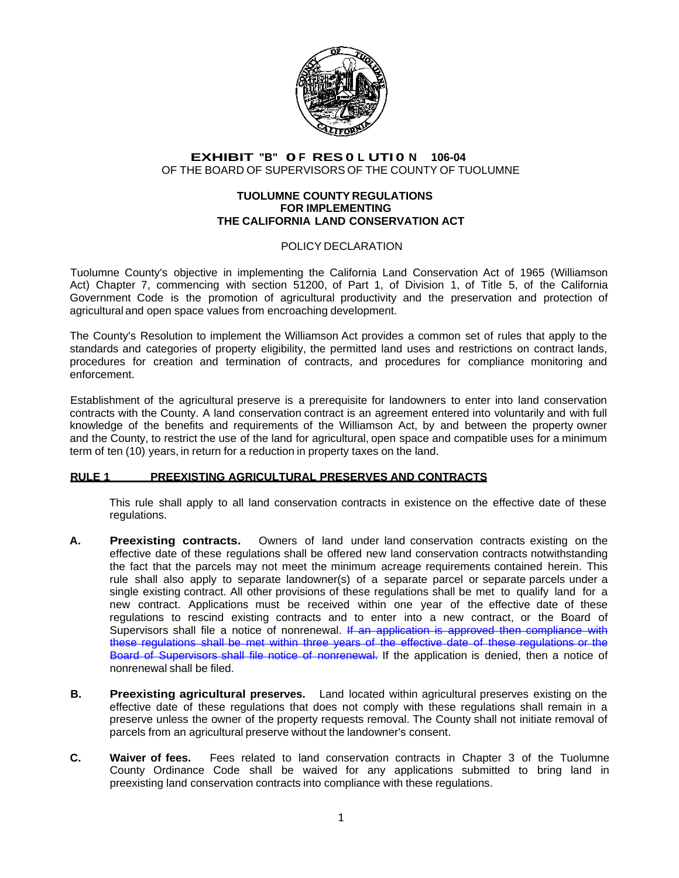# EXHIBIT "B" OF RESOLUTION 106-04
OF THE BOARD OF SUPERVISORS OF THE COUNTY OF TUOLUMNE

**TUOLUMNE COUNTY REGULATIONS
FOR IMPLEMENTING
THE CALIFORNIA LAND CONSERVATION ACT**

POLICY DECLARATION

Tuolumne County's objective in implementing the California Land Conservation Act of 1965 (Williamson Act) Chapter 7, commencing with section 51200, of Part 1, of Division 1, of Title 5, of the California Government Code is the promotion of agricultural productivity and the preservation and protection of agricultural and open space values from encroaching development.

The County's Resolution to implement the Williamson Act provides a common set of rules that apply to the standards and categories of property eligibility, the permitted land uses and restrictions on contract lands, procedures for creation and termination of contracts, and procedures for compliance monitoring and enforcement.

Establishment of the agricultural preserve is a prerequisite for landowners to enter into land conservation contracts with the County. A land conservation contract is an agreement entered into voluntarily and with full knowledge of the benefits and requirements of the Williamson Act, by and between the property owner and the County, to restrict the use of the land for agricultural, open space and compatible uses for a minimum term of ten (10) years, in return for a reduction in property taxes on the land.

## RULE 1 PREEXISTING AGRICULTURAL PRESERVES AND CONTRACTS

This rule shall apply to all land conservation contracts in existence on the effective date of these regulations.

**A. Preexisting contracts.** Owners of land under land conservation contracts existing on the effective date of these regulations shall be offered new land conservation contracts notwithstanding the fact that the parcels may not meet the minimum acreage requirements contained herein. This rule shall also apply to separate landowner(s) of a separate parcel or separate parcels under a single existing contract. All other provisions of these regulations shall be met to qualify land for a new contract. Applications must be received within one year of the effective date of these regulations to rescind existing contracts and to enter into a new contract, or the Board of Supervisors shall file a notice of nonrenewal. ~~If an application is approved then compliance with these regulations shall be met within three years of the effective date of these regulations or the Board of Supervisors shall file notice of nonrenewal.~~ If the application is denied, then a notice of nonrenewal shall be filed.

**B. Preexisting agricultural preserves.** Land located within agricultural preserves existing on the effective date of these regulations that does not comply with these regulations shall remain in a preserve unless the owner of the property requests removal. The County shall not initiate removal of parcels from an agricultural preserve without the landowner's consent.

**C. Waiver of fees.** Fees related to land conservation contracts in Chapter 3 of the Tuolumne County Ordinance Code shall be waived for any applications submitted to bring land in preexisting land conservation contracts into compliance with these regulations.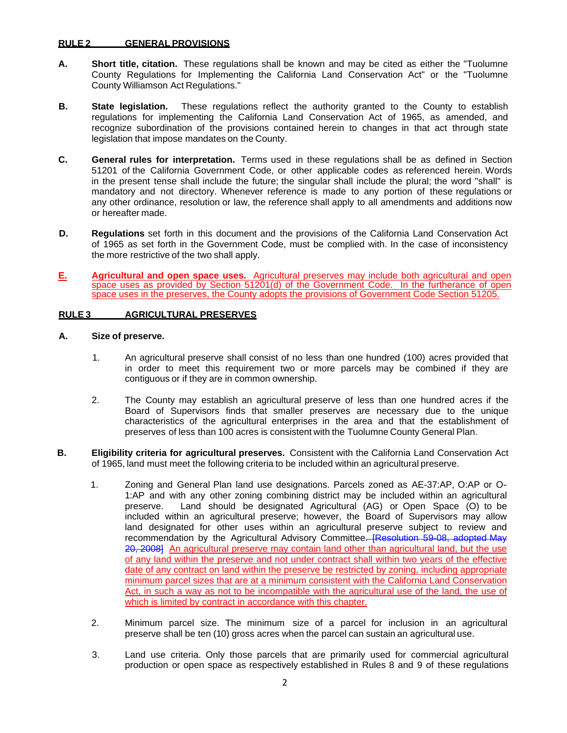## RULE 2 GENERAL PROVISIONS

**A. Short title, citation.** These regulations shall be known and may be cited as either the "Tuolumne County Regulations for Implementing the California Land Conservation Act" or the "Tuolumne County Williamson Act Regulations."

**B. State legislation.** These regulations reflect the authority granted to the County to establish regulations for implementing the California Land Conservation Act of 1965, as amended, and recognize subordination of the provisions contained herein to changes in that act through state legislation that impose mandates on the County.

**C. General rules for interpretation.** Terms used in these regulations shall be as defined in Section 51201 of the California Government Code, or other applicable codes as referenced herein. Words in the present tense shall include the future; the singular shall include the plural; the word "shall" is mandatory and not directory. Whenever reference is made to any portion of these regulations or any other ordinance, resolution or law, the reference shall apply to all amendments and additions now or hereafter made.

**D. Regulations** set forth in this document and the provisions of the California Land Conservation Act of 1965 as set forth in the Government Code, must be complied with. In the case of inconsistency the more restrictive of the two shall apply.

**E. Agricultural and open space uses.** Agricultural preserves may include both agricultural and open space uses as provided by Section 51201(d) of the Government Code. In the furtherance of open space uses in the preserves, the County adopts the provisions of Government Code Section 51205.

## RULE 3 AGRICULTURAL PRESERVES

**A. Size of preserve.**

1. An agricultural preserve shall consist of no less than one hundred (100) acres provided that in order to meet this requirement two or more parcels may be combined if they are contiguous or if they are in common ownership.

2. The County may establish an agricultural preserve of less than one hundred acres if the Board of Supervisors finds that smaller preserves are necessary due to the unique characteristics of the agricultural enterprises in the area and that the establishment of preserves of less than 100 acres is consistent with the Tuolumne County General Plan.

**B. Eligibility criteria for agricultural preserves.** Consistent with the California Land Conservation Act of 1965, land must meet the following criteria to be included within an agricultural preserve.

1. Zoning and General Plan land use designations. Parcels zoned as AE-37:AP, O:AP or O-1:AP and with any other zoning combining district may be included within an agricultural preserve. Land should be designated Agricultural (AG) or Open Space (O) to be included within an agricultural preserve; however, the Board of Supervisors may allow land designated for other uses within an agricultural preserve subject to review and recommendation by the Agricultural Advisory Committee. ~~[Resolution 59-08, adopted May 20, 2008]~~ An agricultural preserve may contain land other than agricultural land, but the use of any land within the preserve and not under contract shall within two years of the effective date of any contract on land within the preserve be restricted by zoning, including appropriate minimum parcel sizes that are at a minimum consistent with the California Land Conservation Act, in such a way as not to be incompatible with the agricultural use of the land, the use of which is limited by contract in accordance with this chapter.

2. Minimum parcel size. The minimum size of a parcel for inclusion in an agricultural preserve shall be ten (10) gross acres when the parcel can sustain an agricultural use.

3. Land use criteria. Only those parcels that are primarily used for commercial agricultural production or open space as respectively established in Rules 8 and 9 of these regulations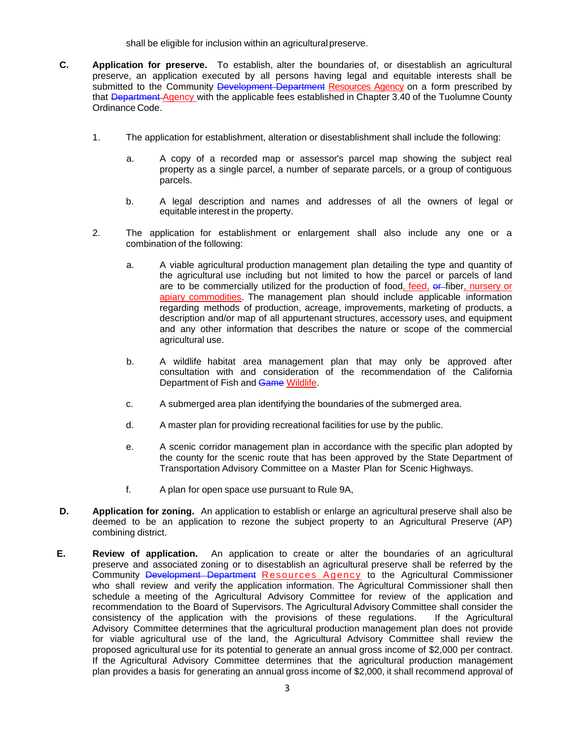shall be eligible for inclusion within an agricultural preserve.

**C. Application for preserve.** To establish, alter the boundaries of, or disestablish an agricultural preserve, an application executed by all persons having legal and equitable interests shall be submitted to the Community ~~Development Department~~ Resources Agency on a form prescribed by that ~~Department~~ Agency with the applicable fees established in Chapter 3.40 of the Tuolumne County Ordinance Code.

1. The application for establishment, alteration or disestablishment shall include the following:

   a. A copy of a recorded map or assessor's parcel map showing the subject real property as a single parcel, a number of separate parcels, or a group of contiguous parcels.

   b. A legal description and names and addresses of all the owners of legal or equitable interest in the property.

2. The application for establishment or enlargement shall also include any one or a combination of the following:

   a. A viable agricultural production management plan detailing the type and quantity of the agricultural use including but not limited to how the parcel or parcels of land are to be commercially utilized for the production of food, feed, ~~or~~ fiber, nursery or apiary commodities. The management plan should include applicable information regarding methods of production, acreage, improvements, marketing of products, a description and/or map of all appurtenant structures, accessory uses, and equipment and any other information that describes the nature or scope of the commercial agricultural use.

   b. A wildlife habitat area management plan that may only be approved after consultation with and consideration of the recommendation of the California Department of Fish and ~~Game~~ Wildlife.

   c. A submerged area plan identifying the boundaries of the submerged area.

   d. A master plan for providing recreational facilities for use by the public.

   e. A scenic corridor management plan in accordance with the specific plan adopted by the county for the scenic route that has been approved by the State Department of Transportation Advisory Committee on a Master Plan for Scenic Highways.

   f. A plan for open space use pursuant to Rule 9A,

**D. Application for zoning.** An application to establish or enlarge an agricultural preserve shall also be deemed to be an application to rezone the subject property to an Agricultural Preserve (AP) combining district.

**E. Review of application.** An application to create or alter the boundaries of an agricultural preserve and associated zoning or to disestablish an agricultural preserve shall be referred by the Community ~~Development Department~~ Resources Agency to the Agricultural Commissioner who shall review and verify the application information. The Agricultural Commissioner shall then schedule a meeting of the Agricultural Advisory Committee for review of the application and recommendation to the Board of Supervisors. The Agricultural Advisory Committee shall consider the consistency of the application with the provisions of these regulations. If the Agricultural Advisory Committee determines that the agricultural production management plan does not provide for viable agricultural use of the land, the Agricultural Advisory Committee shall review the proposed agricultural use for its potential to generate an annual gross income of $2,000 per contract. If the Agricultural Advisory Committee determines that the agricultural production management plan provides a basis for generating an annual gross income of $2,000, it shall recommend approval of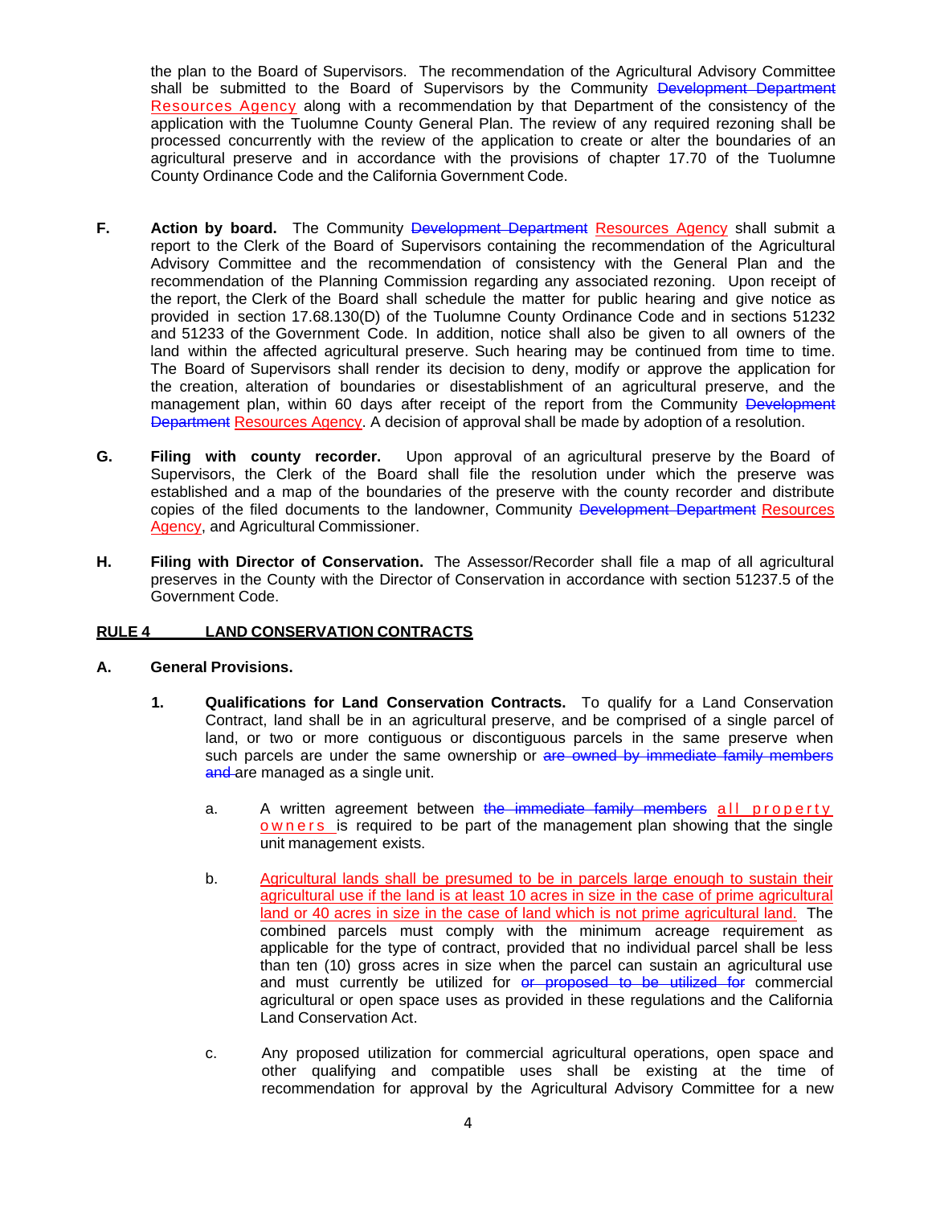the plan to the Board of Supervisors. The recommendation of the Agricultural Advisory Committee shall be submitted to the Board of Supervisors by the Community ~~Development Department~~ Resources Agency along with a recommendation by that Department of the consistency of the application with the Tuolumne County General Plan. The review of any required rezoning shall be processed concurrently with the review of the application to create or alter the boundaries of an agricultural preserve and in accordance with the provisions of chapter 17.70 of the Tuolumne County Ordinance Code and the California Government Code.

**F. Action by board.** The Community ~~Development Department~~ Resources Agency shall submit a report to the Clerk of the Board of Supervisors containing the recommendation of the Agricultural Advisory Committee and the recommendation of consistency with the General Plan and the recommendation of the Planning Commission regarding any associated rezoning. Upon receipt of the report, the Clerk of the Board shall schedule the matter for public hearing and give notice as provided in section 17.68.130(D) of the Tuolumne County Ordinance Code and in sections 51232 and 51233 of the Government Code. In addition, notice shall also be given to all owners of the land within the affected agricultural preserve. Such hearing may be continued from time to time. The Board of Supervisors shall render its decision to deny, modify or approve the application for the creation, alteration of boundaries or disestablishment of an agricultural preserve, and the management plan, within 60 days after receipt of the report from the Community ~~Development Department~~ Resources Agency. A decision of approval shall be made by adoption of a resolution.

**G. Filing with county recorder.** Upon approval of an agricultural preserve by the Board of Supervisors, the Clerk of the Board shall file the resolution under which the preserve was established and a map of the boundaries of the preserve with the county recorder and distribute copies of the filed documents to the landowner, Community ~~Development Department~~ Resources Agency, and Agricultural Commissioner.

**H. Filing with Director of Conservation.** The Assessor/Recorder shall file a map of all agricultural preserves in the County with the Director of Conservation in accordance with section 51237.5 of the Government Code.

## RULE 4 LAND CONSERVATION CONTRACTS

**A. General Provisions.**

1. **Qualifications for Land Conservation Contracts.** To qualify for a Land Conservation Contract, land shall be in an agricultural preserve, and be comprised of a single parcel of land, or two or more contiguous or discontiguous parcels in the same preserve when such parcels are under the same ownership or ~~are owned by immediate family members and~~ are managed as a single unit.

   a. A written agreement between ~~the immediate family members~~ all property owners is required to be part of the management plan showing that the single unit management exists.

   b. Agricultural lands shall be presumed to be in parcels large enough to sustain their agricultural use if the land is at least 10 acres in size in the case of prime agricultural land or 40 acres in size in the case of land which is not prime agricultural land. The combined parcels must comply with the minimum acreage requirement as applicable for the type of contract, provided that no individual parcel shall be less than ten (10) gross acres in size when the parcel can sustain an agricultural use and must currently be utilized for ~~or proposed to be utilized for~~ commercial agricultural or open space uses as provided in these regulations and the California Land Conservation Act.

   c. Any proposed utilization for commercial agricultural operations, open space and other qualifying and compatible uses shall be existing at the time of recommendation for approval by the Agricultural Advisory Committee for a new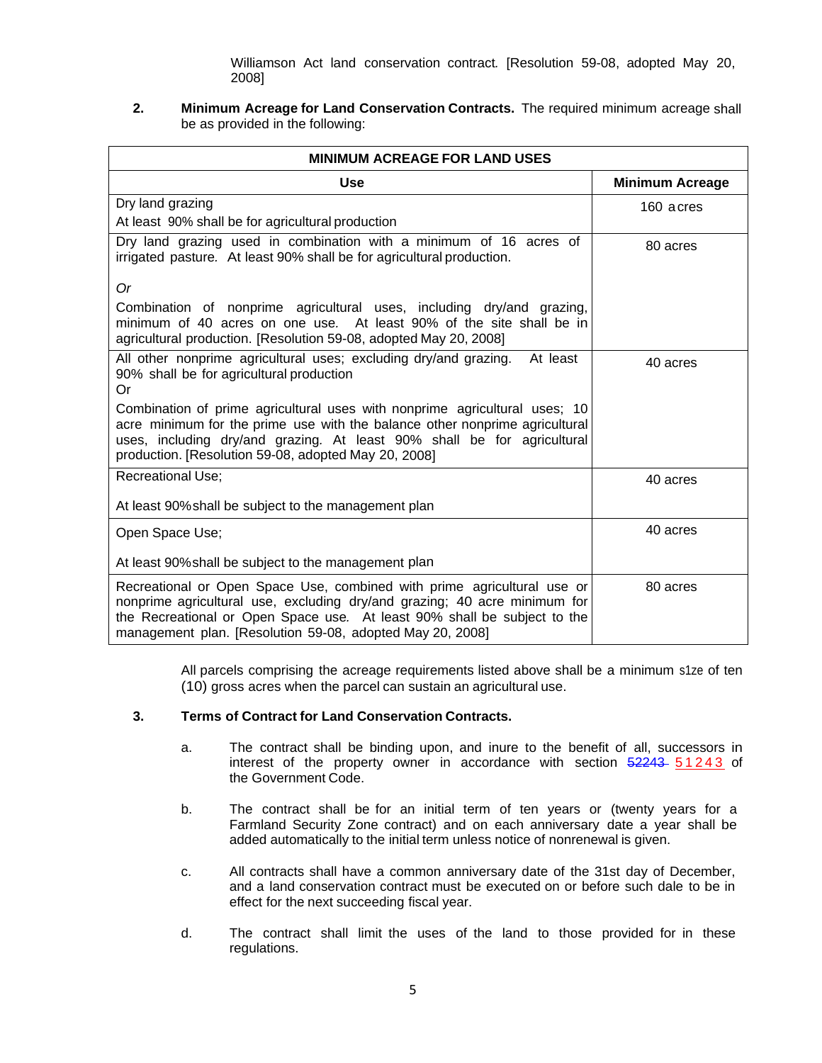Williamson Act land conservation contract. [Resolution 59-08, adopted May 20, 2008]

**2. Minimum Acreage for Land Conservation Contracts.** The required minimum acreage shall be as provided in the following:

| MINIMUM ACREAGE FOR LAND USES | |
|---|---|
| **Use** | **Minimum Acreage** |
| Dry land grazing<br>At least 90% shall be for agricultural production | 160 acres |
| Dry land grazing used in combination with a minimum of 16 acres of irrigated pasture. At least 90% shall be for agricultural production.<br><br>*Or*<br><br>Combination of nonprime agricultural uses, including dry/and grazing, minimum of 40 acres on one use. At least 90% of the site shall be in agricultural production. [Resolution 59-08, adopted May 20, 2008] | 80 acres |
| All other nonprime agricultural uses; excluding dry/and grazing. At least 90% shall be for agricultural production<br>Or<br>Combination of prime agricultural uses with nonprime agricultural uses; 10 acre minimum for the prime use with the balance other nonprime agricultural uses, including dry/and grazing. At least 90% shall be for agricultural production. [Resolution 59-08, adopted May 20, 2008] | 40 acres |
| Recreational Use;<br><br>At least 90% shall be subject to the management plan | 40 acres |
| Open Space Use;<br><br>At least 90% shall be subject to the management plan | 40 acres |
| Recreational or Open Space Use, combined with prime agricultural use or nonprime agricultural use, excluding dry/and grazing; 40 acre minimum for the Recreational or Open Space use. At least 90% shall be subject to the management plan. [Resolution 59-08, adopted May 20, 2008] | 80 acres |

All parcels comprising the acreage requirements listed above shall be a minimum s1ze of ten (10) gross acres when the parcel can sustain an agricultural use.

**3. Terms of Contract for Land Conservation Contracts.**

a. The contract shall be binding upon, and inure to the benefit of all, successors in interest of the property owner in accordance with section ~~52243~~ 51243 of the Government Code.

b. The contract shall be for an initial term of ten years or (twenty years for a Farmland Security Zone contract) and on each anniversary date a year shall be added automatically to the initial term unless notice of nonrenewal is given.

c. All contracts shall have a common anniversary date of the 31st day of December, and a land conservation contract must be executed on or before such dale to be in effect for the next succeeding fiscal year.

d. The contract shall limit the uses of the land to those provided for in these regulations.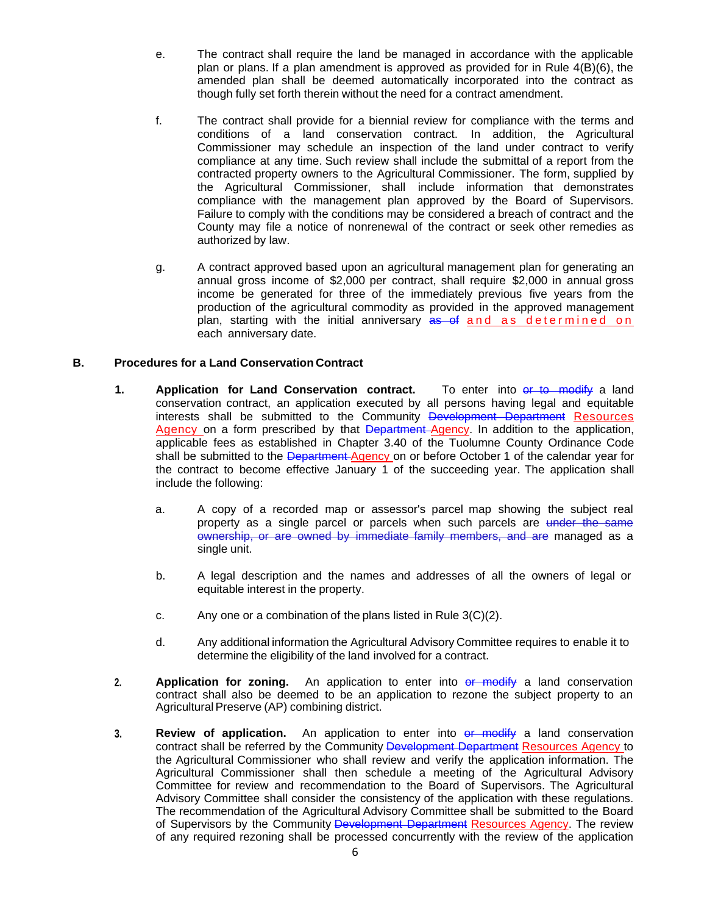e. The contract shall require the land be managed in accordance with the applicable plan or plans. If a plan amendment is approved as provided for in Rule 4(B)(6), the amended plan shall be deemed automatically incorporated into the contract as though fully set forth therein without the need for a contract amendment.

f. The contract shall provide for a biennial review for compliance with the terms and conditions of a land conservation contract. In addition, the Agricultural Commissioner may schedule an inspection of the land under contract to verify compliance at any time. Such review shall include the submittal of a report from the contracted property owners to the Agricultural Commissioner. The form, supplied by the Agricultural Commissioner, shall include information that demonstrates compliance with the management plan approved by the Board of Supervisors. Failure to comply with the conditions may be considered a breach of contract and the County may file a notice of nonrenewal of the contract or seek other remedies as authorized by law.

g. A contract approved based upon an agricultural management plan for generating an annual gross income of $2,000 per contract, shall require $2,000 in annual gross income be generated for three of the immediately previous five years from the production of the agricultural commodity as provided in the approved management plan, starting with the initial anniversary ~~as of~~ and as determined on each anniversary date.

## B. Procedures for a Land Conservation Contract

**1. Application for Land Conservation contract.** To enter into ~~or to modify~~ a land conservation contract, an application executed by all persons having legal and equitable interests shall be submitted to the Community ~~Development Department~~ Resources Agency on a form prescribed by that ~~Department~~ Agency. In addition to the application, applicable fees as established in Chapter 3.40 of the Tuolumne County Ordinance Code shall be submitted to the ~~Department~~ Agency on or before October 1 of the calendar year for the contract to become effective January 1 of the succeeding year. The application shall include the following:

a. A copy of a recorded map or assessor's parcel map showing the subject real property as a single parcel or parcels when such parcels are ~~under the same ownership, or are owned by immediate family members, and are~~ managed as a single unit.

b. A legal description and the names and addresses of all the owners of legal or equitable interest in the property.

c. Any one or a combination of the plans listed in Rule 3(C)(2).

d. Any additional information the Agricultural Advisory Committee requires to enable it to determine the eligibility of the land involved for a contract.

**2. Application for zoning.** An application to enter into ~~or modify~~ a land conservation contract shall also be deemed to be an application to rezone the subject property to an Agricultural Preserve (AP) combining district.

**3. Review of application.** An application to enter into ~~or modify~~ a land conservation contract shall be referred by the Community ~~Development Department~~ Resources Agency to the Agricultural Commissioner who shall review and verify the application information. The Agricultural Commissioner shall then schedule a meeting of the Agricultural Advisory Committee for review and recommendation to the Board of Supervisors. The Agricultural Advisory Committee shall consider the consistency of the application with these regulations. The recommendation of the Agricultural Advisory Committee shall be submitted to the Board of Supervisors by the Community ~~Development Department~~ Resources Agency. The review of any required rezoning shall be processed concurrently with the review of the application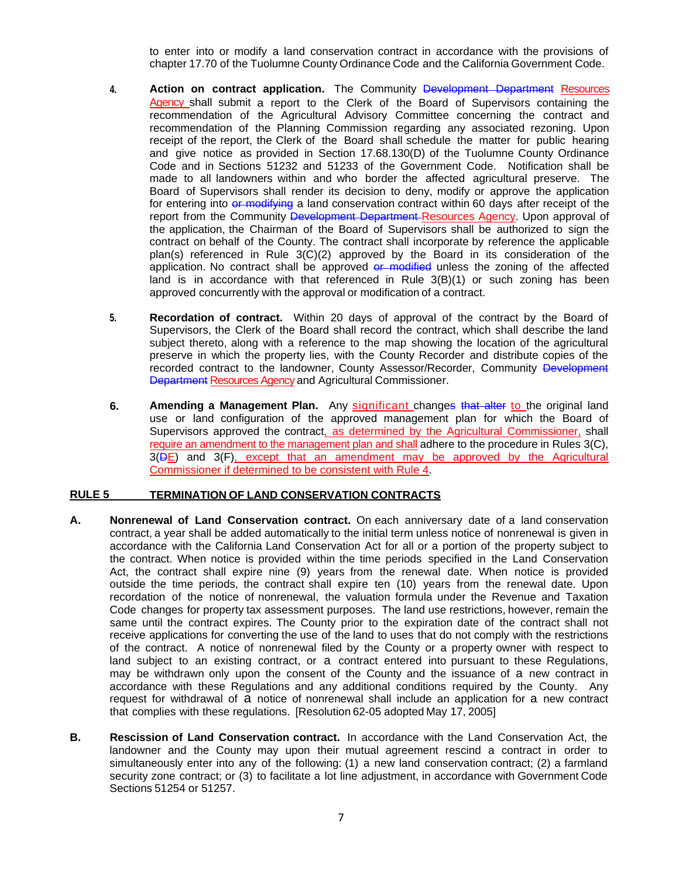to enter into or modify a land conservation contract in accordance with the provisions of chapter 17.70 of the Tuolumne County Ordinance Code and the California Government Code.

4. **Action on contract application.** The Community ~~Development Department~~ Resources Agency shall submit a report to the Clerk of the Board of Supervisors containing the recommendation of the Agricultural Advisory Committee concerning the contract and recommendation of the Planning Commission regarding any associated rezoning. Upon receipt of the report, the Clerk of the Board shall schedule the matter for public hearing and give notice as provided in Section 17.68.130(D) of the Tuolumne County Ordinance Code and in Sections 51232 and 51233 of the Government Code. Notification shall be made to all landowners within and who border the affected agricultural preserve. The Board of Supervisors shall render its decision to deny, modify or approve the application for entering into ~~or modifying~~ a land conservation contract within 60 days after receipt of the report from the Community ~~Development Department~~ Resources Agency. Upon approval of the application, the Chairman of the Board of Supervisors shall be authorized to sign the contract on behalf of the County. The contract shall incorporate by reference the applicable plan(s) referenced in Rule 3(C)(2) approved by the Board in its consideration of the application. No contract shall be approved ~~or modified~~ unless the zoning of the affected land is in accordance with that referenced in Rule 3(B)(1) or such zoning has been approved concurrently with the approval or modification of a contract.

5. **Recordation of contract.** Within 20 days of approval of the contract by the Board of Supervisors, the Clerk of the Board shall record the contract, which shall describe the land subject thereto, along with a reference to the map showing the location of the agricultural preserve in which the property lies, with the County Recorder and distribute copies of the recorded contract to the landowner, County Assessor/Recorder, Community ~~Development Department~~ Resources Agency and Agricultural Commissioner.

6. **Amending a Management Plan.** Any significant change~~s~~ ~~that alter~~ to the original land use or land configuration of the approved management plan for which the Board of Supervisors approved the contract, as determined by the Agricultural Commissioner, shall require an amendment to the management plan and shall adhere to the procedure in Rules 3(C), 3(~~D~~E) and 3(F), except that an amendment may be approved by the Agricultural Commissioner if determined to be consistent with Rule 4.

## RULE 5 TERMINATION OF LAND CONSERVATION CONTRACTS

**A. Nonrenewal of Land Conservation contract.** On each anniversary date of a land conservation contract, a year shall be added automatically to the initial term unless notice of nonrenewal is given in accordance with the California Land Conservation Act for all or a portion of the property subject to the contract. When notice is provided within the time periods specified in the Land Conservation Act, the contract shall expire nine (9) years from the renewal date. When notice is provided outside the time periods, the contract shall expire ten (10) years from the renewal date. Upon recordation of the notice of nonrenewal, the valuation formula under the Revenue and Taxation Code changes for property tax assessment purposes. The land use restrictions, however, remain the same until the contract expires. The County prior to the expiration date of the contract shall not receive applications for converting the use of the land to uses that do not comply with the restrictions of the contract. A notice of nonrenewal filed by the County or a property owner with respect to land subject to an existing contract, or a contract entered into pursuant to these Regulations, may be withdrawn only upon the consent of the County and the issuance of a new contract in accordance with these Regulations and any additional conditions required by the County. Any request for withdrawal of a notice of nonrenewal shall include an application for a new contract that complies with these regulations. [Resolution 62-05 adopted May 17, 2005]

**B. Rescission of Land Conservation contract.** In accordance with the Land Conservation Act, the landowner and the County may upon their mutual agreement rescind a contract in order to simultaneously enter into any of the following: (1) a new land conservation contract; (2) a farmland security zone contract; or (3) to facilitate a lot line adjustment, in accordance with Government Code Sections 51254 or 51257.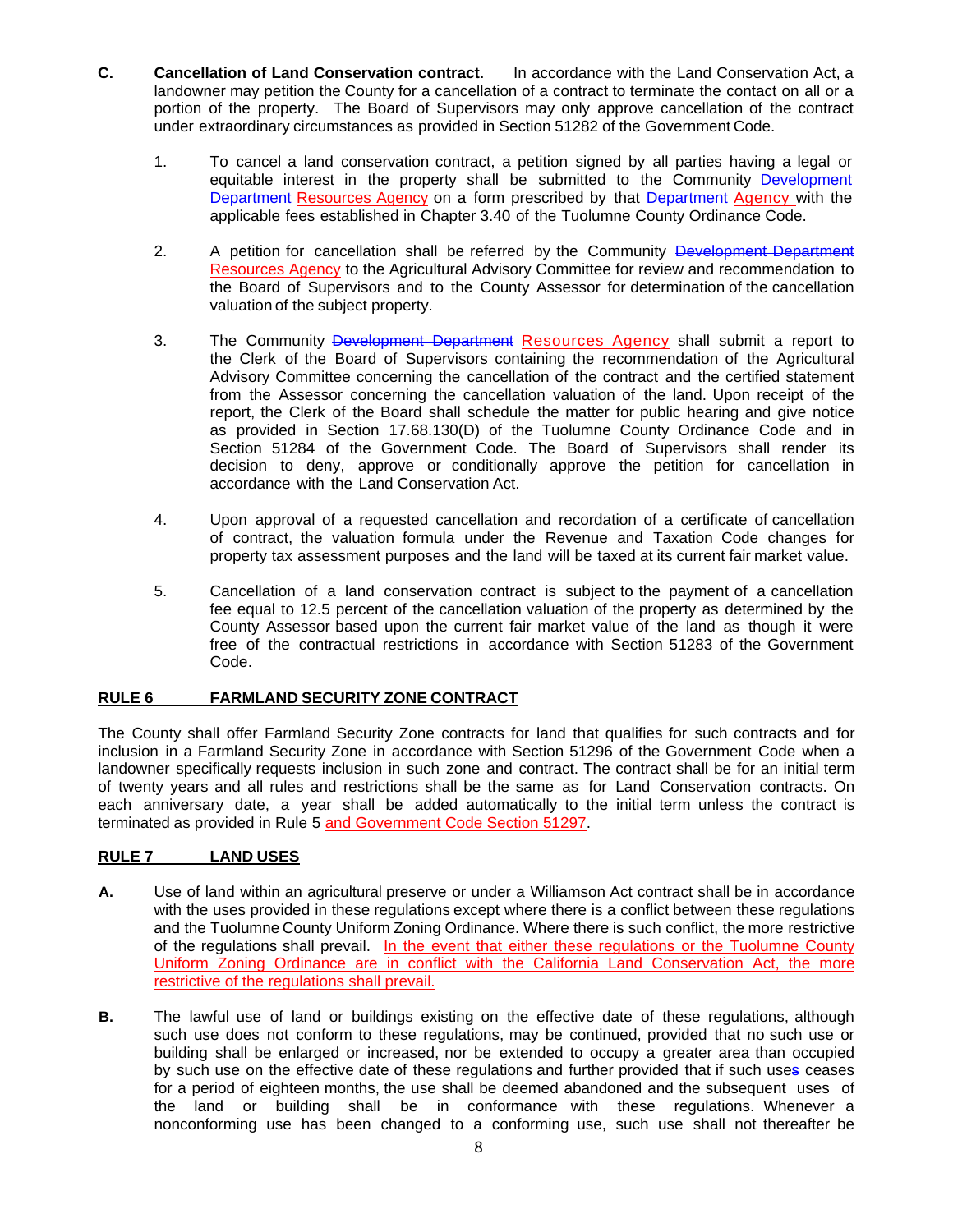**C. Cancellation of Land Conservation contract.** In accordance with the Land Conservation Act, a landowner may petition the County for a cancellation of a contract to terminate the contact on all or a portion of the property. The Board of Supervisors may only approve cancellation of the contract under extraordinary circumstances as provided in Section 51282 of the Government Code.

1. To cancel a land conservation contract, a petition signed by all parties having a legal or equitable interest in the property shall be submitted to the Community ~~Development Department~~ Resources Agency on a form prescribed by that ~~Department~~ Agency with the applicable fees established in Chapter 3.40 of the Tuolumne County Ordinance Code.

2. A petition for cancellation shall be referred by the Community ~~Development Department~~ Resources Agency to the Agricultural Advisory Committee for review and recommendation to the Board of Supervisors and to the County Assessor for determination of the cancellation valuation of the subject property.

3. The Community ~~Development Department~~ Resources Agency shall submit a report to the Clerk of the Board of Supervisors containing the recommendation of the Agricultural Advisory Committee concerning the cancellation of the contract and the certified statement from the Assessor concerning the cancellation valuation of the land. Upon receipt of the report, the Clerk of the Board shall schedule the matter for public hearing and give notice as provided in Section 17.68.130(D) of the Tuolumne County Ordinance Code and in Section 51284 of the Government Code. The Board of Supervisors shall render its decision to deny, approve or conditionally approve the petition for cancellation in accordance with the Land Conservation Act.

4. Upon approval of a requested cancellation and recordation of a certificate of cancellation of contract, the valuation formula under the Revenue and Taxation Code changes for property tax assessment purposes and the land will be taxed at its current fair market value.

5. Cancellation of a land conservation contract is subject to the payment of a cancellation fee equal to 12.5 percent of the cancellation valuation of the property as determined by the County Assessor based upon the current fair market value of the land as though it were free of the contractual restrictions in accordance with Section 51283 of the Government Code.

## RULE 6 FARMLAND SECURITY ZONE CONTRACT

The County shall offer Farmland Security Zone contracts for land that qualifies for such contracts and for inclusion in a Farmland Security Zone in accordance with Section 51296 of the Government Code when a landowner specifically requests inclusion in such zone and contract. The contract shall be for an initial term of twenty years and all rules and restrictions shall be the same as for Land Conservation contracts. On each anniversary date, a year shall be added automatically to the initial term unless the contract is terminated as provided in Rule 5 and Government Code Section 51297.

## RULE 7 LAND USES

**A.** Use of land within an agricultural preserve or under a Williamson Act contract shall be in accordance with the uses provided in these regulations except where there is a conflict between these regulations and the Tuolumne County Uniform Zoning Ordinance. Where there is such conflict, the more restrictive of the regulations shall prevail. In the event that either these regulations or the Tuolumne County Uniform Zoning Ordinance are in conflict with the California Land Conservation Act, the more restrictive of the regulations shall prevail.

**B.** The lawful use of land or buildings existing on the effective date of these regulations, although such use does not conform to these regulations, may be continued, provided that no such use or building shall be enlarged or increased, nor be extended to occupy a greater area than occupied by such use on the effective date of these regulations and further provided that if such use ~~s~~ ceases for a period of eighteen months, the use shall be deemed abandoned and the subsequent uses of the land or building shall be in conformance with these regulations. Whenever a nonconforming use has been changed to a conforming use, such use shall not thereafter be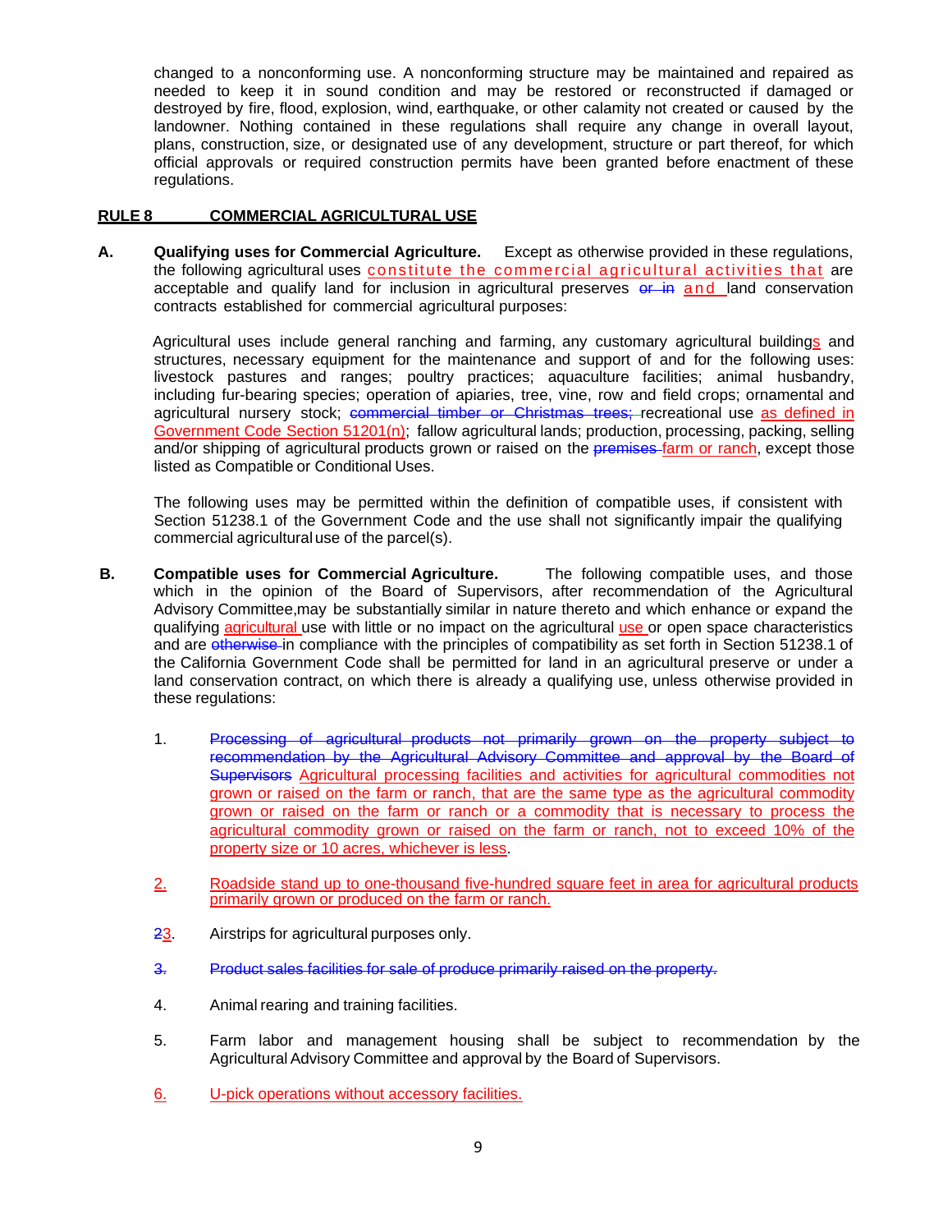changed to a nonconforming use. A nonconforming structure may be maintained and repaired as needed to keep it in sound condition and may be restored or reconstructed if damaged or destroyed by fire, flood, explosion, wind, earthquake, or other calamity not created or caused by the landowner. Nothing contained in these regulations shall require any change in overall layout, plans, construction, size, or designated use of any development, structure or part thereof, for which official approvals or required construction permits have been granted before enactment of these regulations.

## RULE 8 COMMERCIAL AGRICULTURAL USE

**A. Qualifying uses for Commercial Agriculture.** Except as otherwise provided in these regulations, the following agricultural uses <u>constitute the commercial agricultural activities that</u> are acceptable and qualify land for inclusion in agricultural preserves ~~or in~~ <u>and</u> land conservation contracts established for commercial agricultural purposes:

Agricultural uses include general ranching and farming, any customary agricultural building<u>s</u> and structures, necessary equipment for the maintenance and support of and for the following uses: livestock pastures and ranges; poultry practices; aquaculture facilities; animal husbandry, including fur-bearing species; operation of apiaries, tree, vine, row and field crops; ornamental and agricultural nursery stock; ~~commercial timber or Christmas trees;~~ recreational use <u>as defined in Government Code Section 51201(n)</u>; fallow agricultural lands; production, processing, packing, selling and/or shipping of agricultural products grown or raised on the ~~premises~~ <u>farm or ranch</u>, except those listed as Compatible or Conditional Uses.

The following uses may be permitted within the definition of compatible uses, if consistent with Section 51238.1 of the Government Code and the use shall not significantly impair the qualifying commercial agricultural use of the parcel(s).

**B. Compatible uses for Commercial Agriculture.** The following compatible uses, and those which in the opinion of the Board of Supervisors, after recommendation of the Agricultural Advisory Committee,may be substantially similar in nature thereto and which enhance or expand the qualifying <u>agricultural</u> use with little or no impact on the agricultural <u>use</u> or open space characteristics and are ~~otherwise~~ in compliance with the principles of compatibility as set forth in Section 51238.1 of the California Government Code shall be permitted for land in an agricultural preserve or under a land conservation contract, on which there is already a qualifying use, unless otherwise provided in these regulations:

1. ~~Processing of agricultural products not primarily grown on the property subject to recommendation by the Agricultural Advisory Committee and approval by the Board of Supervisors~~ <u>Agricultural processing facilities and activities for agricultural commodities not grown or raised on the farm or ranch, that are the same type as the agricultural commodity grown or raised on the farm or ranch or a commodity that is necessary to process the agricultural commodity grown or raised on the farm or ranch, not to exceed 10% of the property size or 10 acres, whichever is less</u>.

<u>2.</u> <u>Roadside stand up to one-thousand five-hundred square feet in area for agricultural products primarily grown or produced on the farm or ranch.</u>

~~2~~<u>3</u>. Airstrips for agricultural purposes only.

~~3. Product sales facilities for sale of produce primarily raised on the property.~~

4. Animal rearing and training facilities.

5. Farm labor and management housing shall be subject to recommendation by the Agricultural Advisory Committee and approval by the Board of Supervisors.

<u>6.</u> <u>U-pick operations without accessory facilities.</u>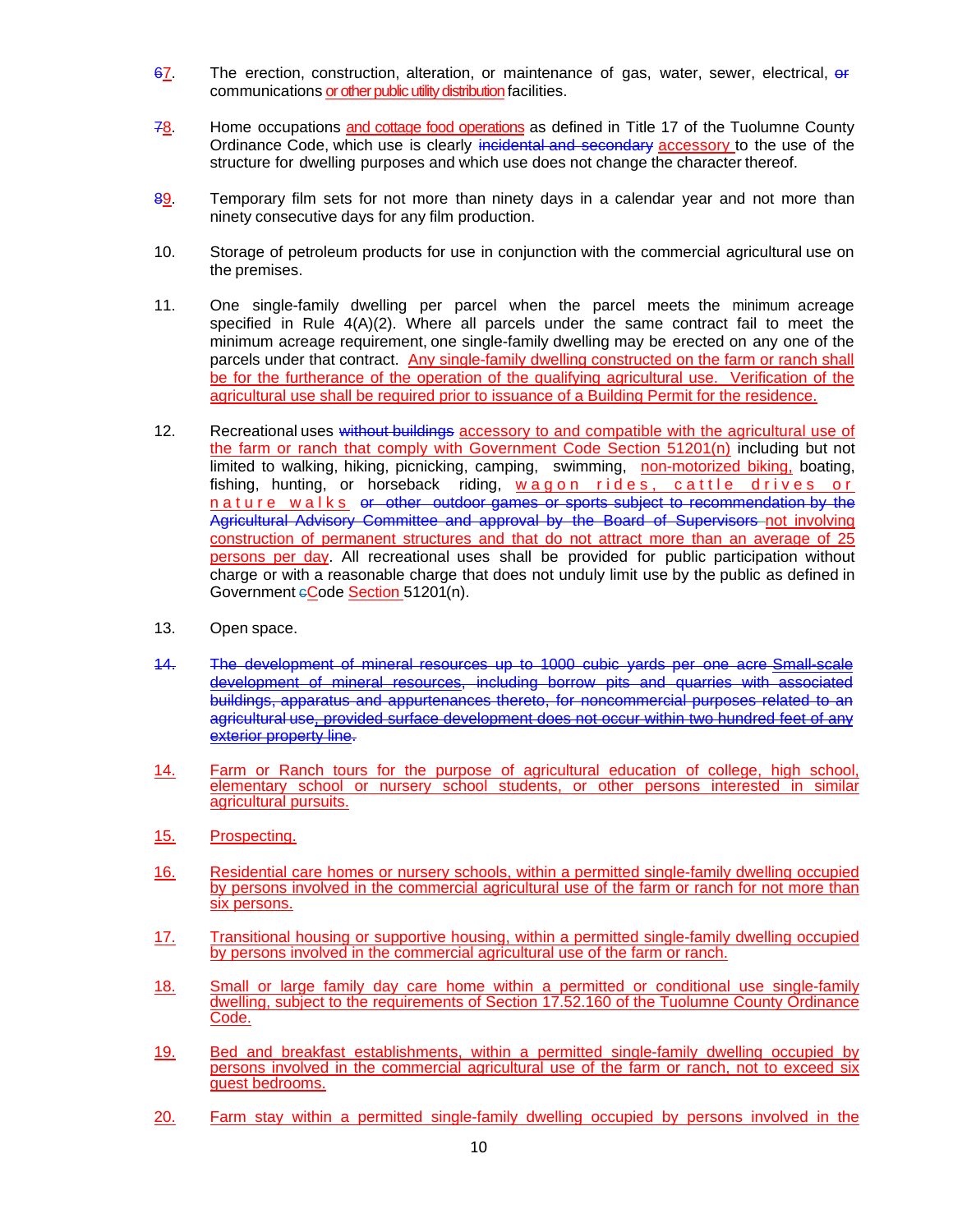67. The erection, construction, alteration, or maintenance of gas, water, sewer, electrical, or communications or other public utility distribution facilities.

78. Home occupations and cottage food operations as defined in Title 17 of the Tuolumne County Ordinance Code, which use is clearly incidental and secondary accessory to the use of the structure for dwelling purposes and which use does not change the character thereof.

89. Temporary film sets for not more than ninety days in a calendar year and not more than ninety consecutive days for any film production.

10. Storage of petroleum products for use in conjunction with the commercial agricultural use on the premises.

11. One single-family dwelling per parcel when the parcel meets the minimum acreage specified in Rule 4(A)(2). Where all parcels under the same contract fail to meet the minimum acreage requirement, one single-family dwelling may be erected on any one of the parcels under that contract. Any single-family dwelling constructed on the farm or ranch shall be for the furtherance of the operation of the qualifying agricultural use. Verification of the agricultural use shall be required prior to issuance of a Building Permit for the residence.

12. Recreational uses without buildings accessory to and compatible with the agricultural use of the farm or ranch that comply with Government Code Section 51201(n) including but not limited to walking, hiking, picnicking, camping, swimming, non-motorized biking, boating, fishing, hunting, or horseback riding, wagon rides, cattle drives or nature walks or other outdoor games or sports subject to recommendation by the Agricultural Advisory Committee and approval by the Board of Supervisors not involving construction of permanent structures and that do not attract more than an average of 25 persons per day. All recreational uses shall be provided for public participation without charge or with a reasonable charge that does not unduly limit use by the public as defined in Government cCode Section 51201(n).

13. Open space.

~~14. The development of mineral resources up to 1000 cubic yards per one acre Small-scale development of mineral resources, including borrow pits and quarries with associated buildings, apparatus and appurtenances thereto, for noncommercial purposes related to an agricultural use, provided surface development does not occur within two hundred feet of any exterior property line.~~

14. Farm or Ranch tours for the purpose of agricultural education of college, high school, elementary school or nursery school students, or other persons interested in similar agricultural pursuits.

15. Prospecting.

16. Residential care homes or nursery schools, within a permitted single-family dwelling occupied by persons involved in the commercial agricultural use of the farm or ranch for not more than six persons.

17. Transitional housing or supportive housing, within a permitted single-family dwelling occupied by persons involved in the commercial agricultural use of the farm or ranch.

18. Small or large family day care home within a permitted or conditional use single-family dwelling, subject to the requirements of Section 17.52.160 of the Tuolumne County Ordinance Code.

19. Bed and breakfast establishments, within a permitted single-family dwelling occupied by persons involved in the commercial agricultural use of the farm or ranch, not to exceed six guest bedrooms.

20. Farm stay within a permitted single-family dwelling occupied by persons involved in the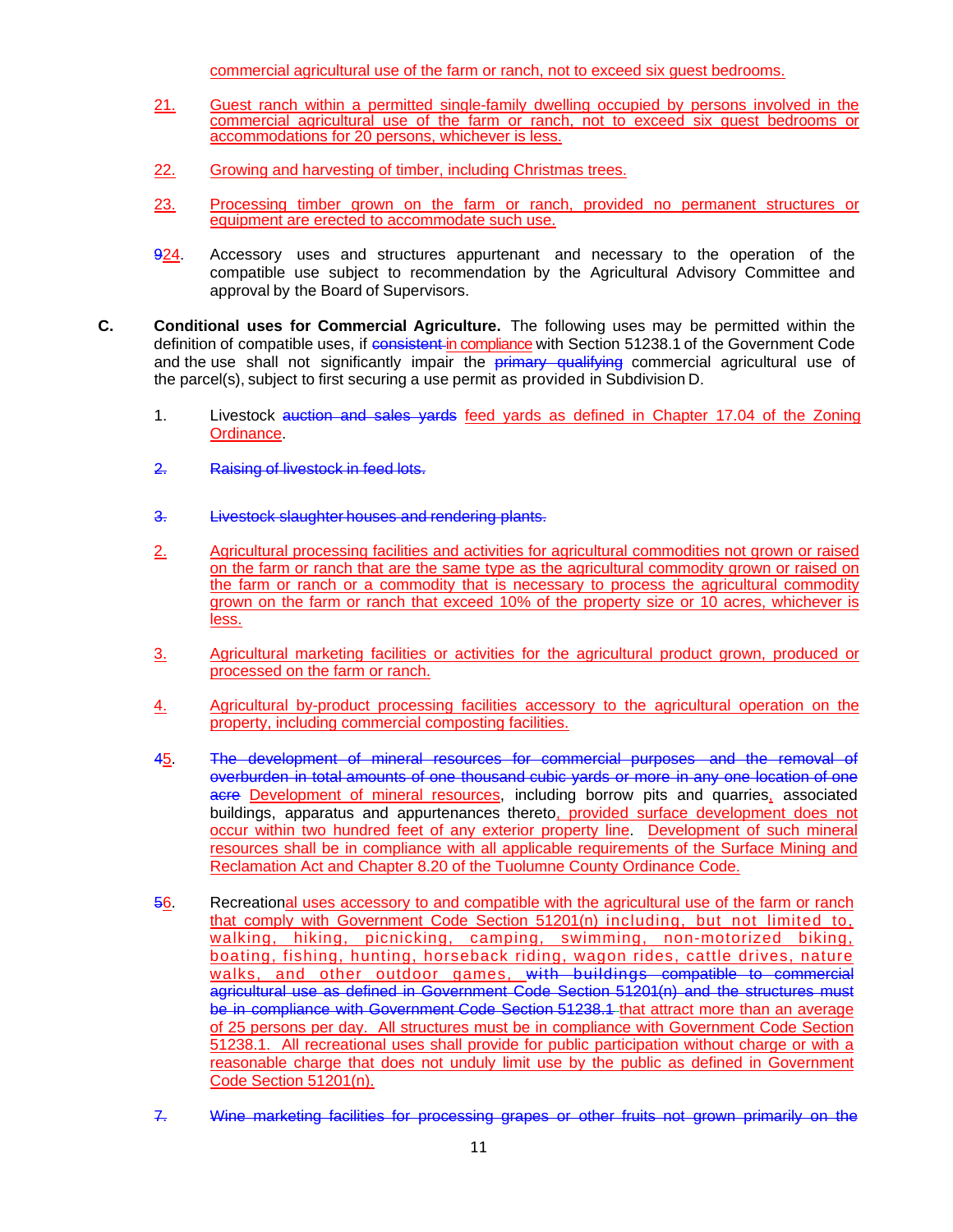commercial agricultural use of the farm or ranch, not to exceed six guest bedrooms.

21. Guest ranch within a permitted single-family dwelling occupied by persons involved in the commercial agricultural use of the farm or ranch, not to exceed six guest bedrooms or accommodations for 20 persons, whichever is less.

22. Growing and harvesting of timber, including Christmas trees.

23. Processing timber grown on the farm or ranch, provided no permanent structures or equipment are erected to accommodate such use.

~~9~~24. Accessory uses and structures appurtenant and necessary to the operation of the compatible use subject to recommendation by the Agricultural Advisory Committee and approval by the Board of Supervisors.

**C. Conditional uses for Commercial Agriculture.** The following uses may be permitted within the definition of compatible uses, if ~~consistent~~ in compliance with Section 51238.1 of the Government Code and the use shall not significantly impair the ~~primary~~ qualifying commercial agricultural use of the parcel(s), subject to first securing a use permit as provided in Subdivision D.

1. Livestock ~~auction and sales yards~~ feed yards as defined in Chapter 17.04 of the Zoning Ordinance.

~~2. Raising of livestock in feed lots.~~

~~3. Livestock slaughter houses and rendering plants.~~

2. Agricultural processing facilities and activities for agricultural commodities not grown or raised on the farm or ranch that are the same type as the agricultural commodity grown or raised on the farm or ranch or a commodity that is necessary to process the agricultural commodity grown on the farm or ranch that exceed 10% of the property size or 10 acres, whichever is less.

3. Agricultural marketing facilities or activities for the agricultural product grown, produced or processed on the farm or ranch.

4. Agricultural by-product processing facilities accessory to the agricultural operation on the property, including commercial composting facilities.

~~4~~5. ~~The development of mineral resources for commercial purposes and the removal of overburden in total amounts of one thousand cubic yards or more in any one location of one acre~~ Development of mineral resources, including borrow pits and quarries, associated buildings, apparatus and appurtenances thereto, provided surface development does not occur within two hundred feet of any exterior property line. Development of such mineral resources shall be in compliance with all applicable requirements of the Surface Mining and Reclamation Act and Chapter 8.20 of the Tuolumne County Ordinance Code.

~~5~~6. Recreational uses accessory to and compatible with the agricultural use of the farm or ranch that comply with Government Code Section 51201(n) including, but not limited to, walking, hiking, picnicking, camping, swimming, non-motorized biking, boating, fishing, hunting, horseback riding, wagon rides, cattle drives, nature walks, and other outdoor games, ~~with buildings compatible to commercial agricultural use as defined in Government Code Section 51201(n) and the structures must be in compliance with Government Code Section 51238.1~~ that attract more than an average of 25 persons per day. All structures must be in compliance with Government Code Section 51238.1. All recreational uses shall provide for public participation without charge or with a reasonable charge that does not unduly limit use by the public as defined in Government Code Section 51201(n).

~~7. Wine marketing facilities for processing grapes or other fruits not grown primarily on the~~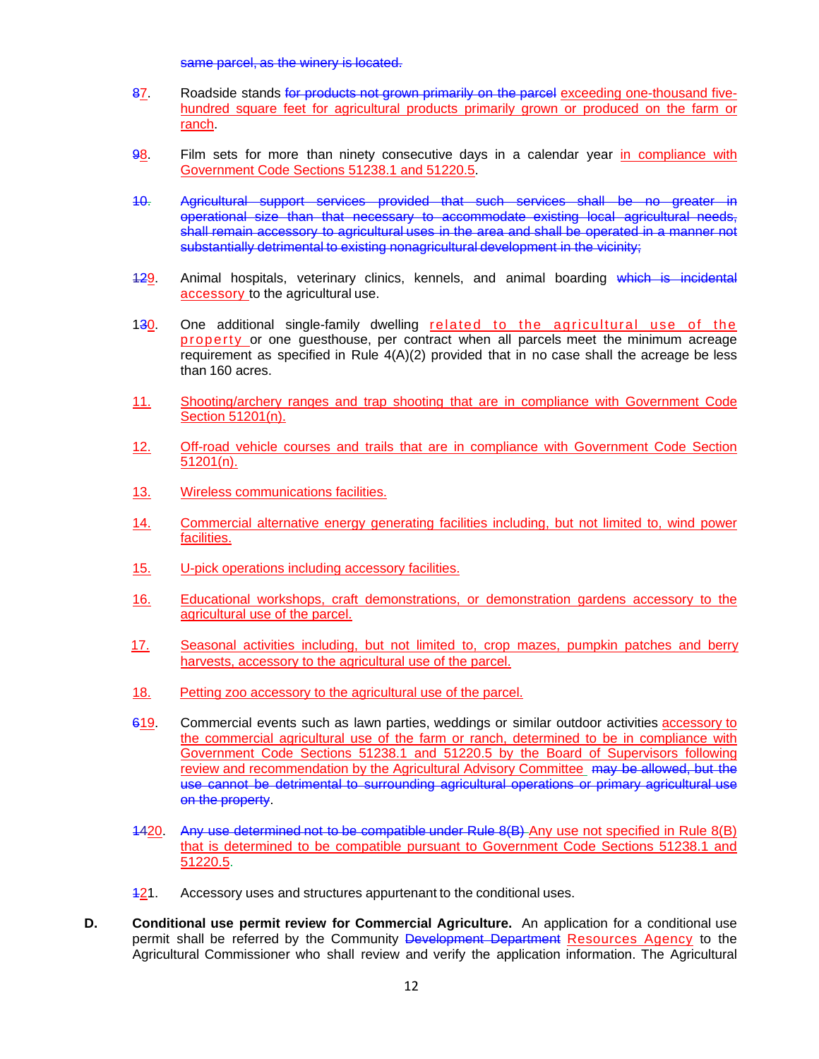same parcel, as the winery is located.

87. Roadside stands for products not grown primarily on the parcel exceeding one-thousand five-hundred square feet for agricultural products primarily grown or produced on the farm or ranch.

98. Film sets for more than ninety consecutive days in a calendar year in compliance with Government Code Sections 51238.1 and 51220.5.

10. Agricultural support services provided that such services shall be no greater in operational size than that necessary to accommodate existing local agricultural needs, shall remain accessory to agricultural uses in the area and shall be operated in a manner not substantially detrimental to existing nonagricultural development in the vicinity;

129. Animal hospitals, veterinary clinics, kennels, and animal boarding which is incidental accessory to the agricultural use.

130. One additional single-family dwelling related to the agricultural use of the property or one guesthouse, per contract when all parcels meet the minimum acreage requirement as specified in Rule 4(A)(2) provided that in no case shall the acreage be less than 160 acres.

11. Shooting/archery ranges and trap shooting that are in compliance with Government Code Section 51201(n).

12. Off-road vehicle courses and trails that are in compliance with Government Code Section 51201(n).

13. Wireless communications facilities.

14. Commercial alternative energy generating facilities including, but not limited to, wind power facilities.

15. U-pick operations including accessory facilities.

16. Educational workshops, craft demonstrations, or demonstration gardens accessory to the agricultural use of the parcel.

17. Seasonal activities including, but not limited to, crop mazes, pumpkin patches and berry harvests, accessory to the agricultural use of the parcel.

18. Petting zoo accessory to the agricultural use of the parcel.

619. Commercial events such as lawn parties, weddings or similar outdoor activities accessory to the commercial agricultural use of the farm or ranch, determined to be in compliance with Government Code Sections 51238.1 and 51220.5 by the Board of Supervisors following review and recommendation by the Agricultural Advisory Committee may be allowed, but the use cannot be detrimental to surrounding agricultural operations or primary agricultural use on the property.

1420. Any use determined not to be compatible under Rule 8(B) Any use not specified in Rule 8(B) that is determined to be compatible pursuant to Government Code Sections 51238.1 and 51220.5.

121. Accessory uses and structures appurtenant to the conditional uses.

**D. Conditional use permit review for Commercial Agriculture.** An application for a conditional use permit shall be referred by the Community Development Department Resources Agency to the Agricultural Commissioner who shall review and verify the application information. The Agricultural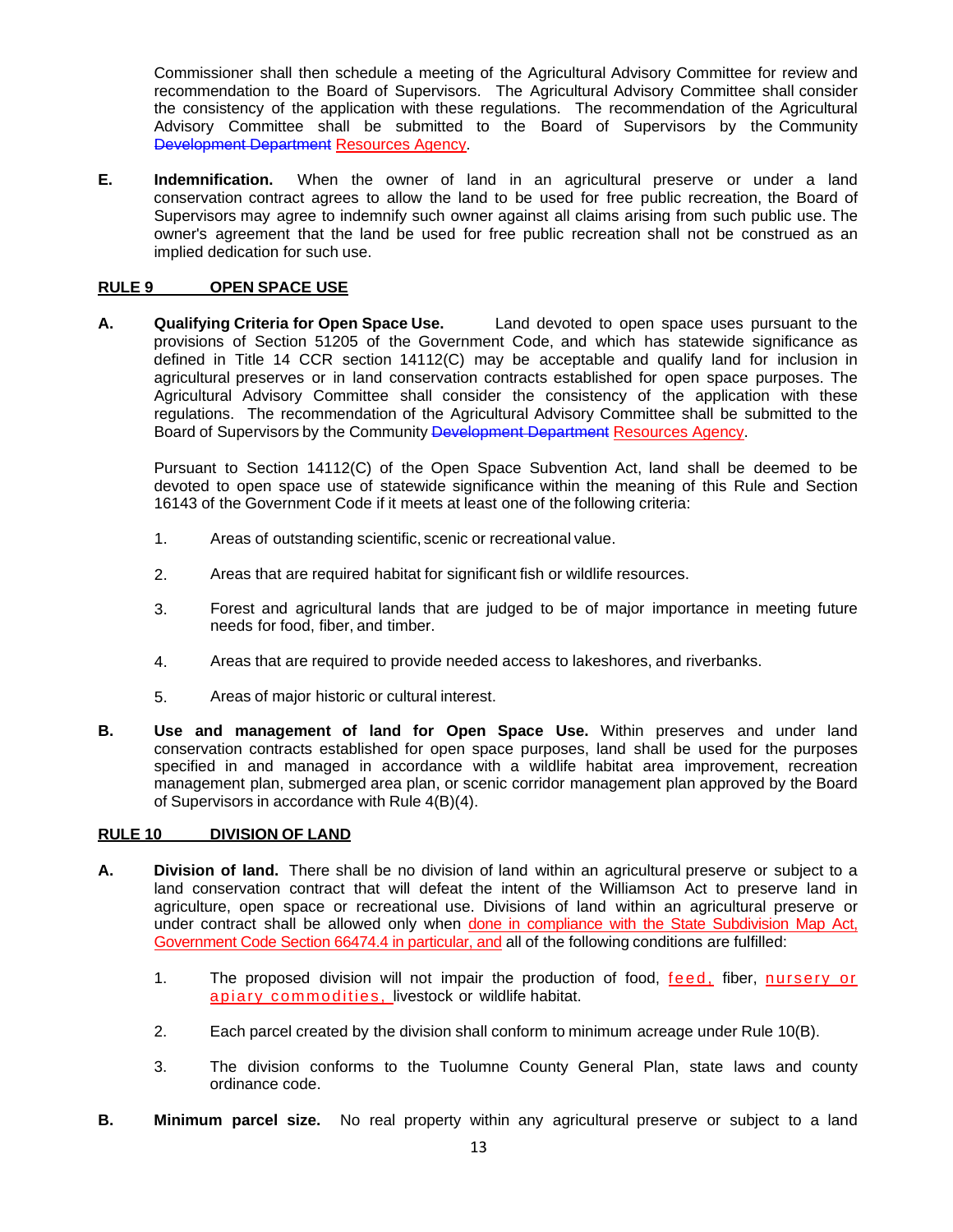Commissioner shall then schedule a meeting of the Agricultural Advisory Committee for review and recommendation to the Board of Supervisors. The Agricultural Advisory Committee shall consider the consistency of the application with these regulations. The recommendation of the Agricultural Advisory Committee shall be submitted to the Board of Supervisors by the Community ~~Development Department~~ Resources Agency.

**E. Indemnification.** When the owner of land in an agricultural preserve or under a land conservation contract agrees to allow the land to be used for free public recreation, the Board of Supervisors may agree to indemnify such owner against all claims arising from such public use. The owner's agreement that the land be used for free public recreation shall not be construed as an implied dedication for such use.

## RULE 9 OPEN SPACE USE

**A. Qualifying Criteria for Open Space Use.** Land devoted to open space uses pursuant to the provisions of Section 51205 of the Government Code, and which has statewide significance as defined in Title 14 CCR section 14112(C) may be acceptable and qualify land for inclusion in agricultural preserves or in land conservation contracts established for open space purposes. The Agricultural Advisory Committee shall consider the consistency of the application with these regulations. The recommendation of the Agricultural Advisory Committee shall be submitted to the Board of Supervisors by the Community ~~Development Department~~ Resources Agency.

Pursuant to Section 14112(C) of the Open Space Subvention Act, land shall be deemed to be devoted to open space use of statewide significance within the meaning of this Rule and Section 16143 of the Government Code if it meets at least one of the following criteria:

1. Areas of outstanding scientific, scenic or recreational value.
2. Areas that are required habitat for significant fish or wildlife resources.
3. Forest and agricultural lands that are judged to be of major importance in meeting future needs for food, fiber, and timber.
4. Areas that are required to provide needed access to lakeshores, and riverbanks.
5. Areas of major historic or cultural interest.

**B. Use and management of land for Open Space Use.** Within preserves and under land conservation contracts established for open space purposes, land shall be used for the purposes specified in and managed in accordance with a wildlife habitat area improvement, recreation management plan, submerged area plan, or scenic corridor management plan approved by the Board of Supervisors in accordance with Rule 4(B)(4).

## RULE 10 DIVISION OF LAND

**A. Division of land.** There shall be no division of land within an agricultural preserve or subject to a land conservation contract that will defeat the intent of the Williamson Act to preserve land in agriculture, open space or recreational use. Divisions of land within an agricultural preserve or under contract shall be allowed only when done in compliance with the State Subdivision Map Act, Government Code Section 66474.4 in particular, and all of the following conditions are fulfilled:

1. The proposed division will not impair the production of food, feed, fiber, nursery or apiary commodities, livestock or wildlife habitat.
2. Each parcel created by the division shall conform to minimum acreage under Rule 10(B).
3. The division conforms to the Tuolumne County General Plan, state laws and county ordinance code.

**B. Minimum parcel size.** No real property within any agricultural preserve or subject to a land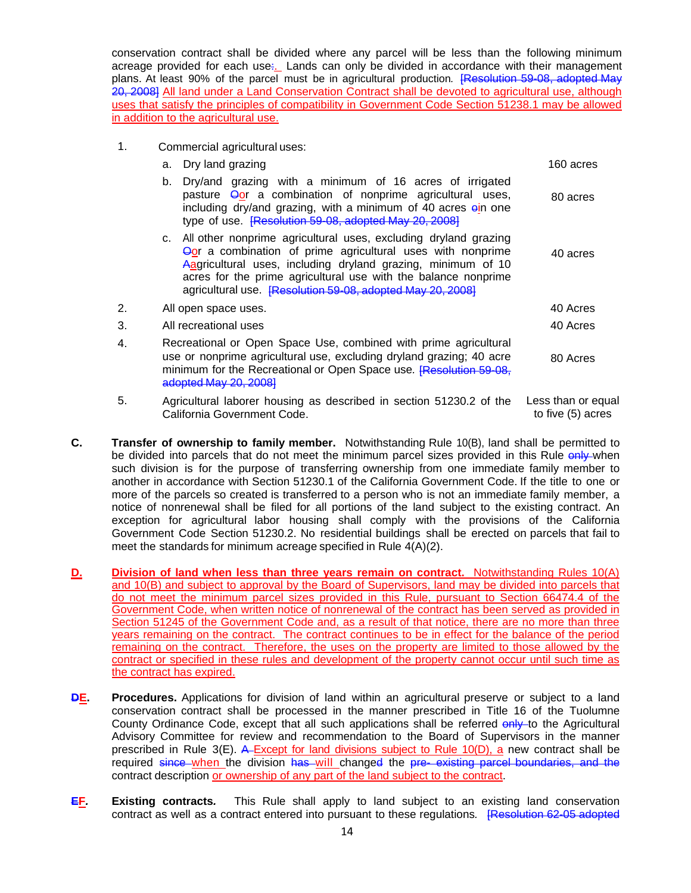conservation contract shall be divided where any parcel will be less than the following minimum acreage provided for each use:. Lands can only be divided in accordance with their management plans. At least 90% of the parcel must be in agricultural production. ~~[Resolution 59-08, adopted May 20, 2008]~~ All land under a Land Conservation Contract shall be devoted to agricultural use, although uses that satisfy the principles of compatibility in Government Code Section 51238.1 may be allowed in addition to the agricultural use.

| | | |
|---|---|---|
| 1. | Commercial agricultural uses: | |
| | a. Dry land grazing | 160 acres |
| | b. Dry/and grazing with a minimum of 16 acres of irrigated pasture ~~O~~or a combination of nonprime agricultural uses, including dry/and grazing, with a minimum of 40 acres ~~o~~in one type of use. ~~[Resolution 59-08, adopted May 20, 2008]~~ | 80 acres |
| | c. All other nonprime agricultural uses, excluding dryland grazing ~~O~~or a combination of prime agricultural uses with nonprime ~~A~~agricultural uses, including dryland grazing, minimum of 10 acres for the prime agricultural use with the balance nonprime agricultural use. ~~[Resolution 59-08, adopted May 20, 2008]~~ | 40 acres |
| 2. | All open space uses. | 40 Acres |
| 3. | All recreational uses | 40 Acres |
| 4. | Recreational or Open Space Use, combined with prime agricultural use or nonprime agricultural use, excluding dryland grazing; 40 acre minimum for the Recreational or Open Space use. ~~[Resolution 59-08, adopted May 20, 2008]~~ | 80 Acres |
| 5. | Agricultural laborer housing as described in section 51230.2 of the California Government Code. | Less than or equal to five (5) acres |

**C.** **Transfer of ownership to family member.** Notwithstanding Rule 10(B), land shall be permitted to be divided into parcels that do not meet the minimum parcel sizes provided in this Rule ~~only~~ when such division is for the purpose of transferring ownership from one immediate family member to another in accordance with Section 51230.1 of the California Government Code. If the title to one or more of the parcels so created is transferred to a person who is not an immediate family member, a notice of nonrenewal shall be filed for all portions of the land subject to the existing contract. An exception for agricultural labor housing shall comply with the provisions of the California Government Code Section 51230.2. No residential buildings shall be erected on parcels that fail to meet the standards for minimum acreage specified in Rule 4(A)(2).

**D.** **Division of land when less than three years remain on contract.** Notwithstanding Rules 10(A) and 10(B) and subject to approval by the Board of Supervisors, land may be divided into parcels that do not meet the minimum parcel sizes provided in this Rule, pursuant to Section 66474.4 of the Government Code, when written notice of nonrenewal of the contract has been served as provided in Section 51245 of the Government Code and, as a result of that notice, there are no more than three years remaining on the contract. The contract continues to be in effect for the balance of the period remaining on the contract. Therefore, the uses on the property are limited to those allowed by the contract or specified in these rules and development of the property cannot occur until such time as the contract has expired.

**~~D~~E.** **Procedures.** Applications for division of land within an agricultural preserve or subject to a land conservation contract shall be processed in the manner prescribed in Title 16 of the Tuolumne County Ordinance Code, except that all such applications shall be referred ~~only~~ to the Agricultural Advisory Committee for review and recommendation to the Board of Supervisors in the manner prescribed in Rule 3(E). ~~A~~ Except for land divisions subject to Rule 10(D), a new contract shall be required ~~since~~ when the division ~~has~~ will changed the ~~pre- existing parcel boundaries, and the~~ contract description or ownership of any part of the land subject to the contract.

**~~E~~F.** **Existing contracts.** This Rule shall apply to land subject to an existing land conservation contract as well as a contract entered into pursuant to these regulations. ~~[Resolution 62-05 adopted~~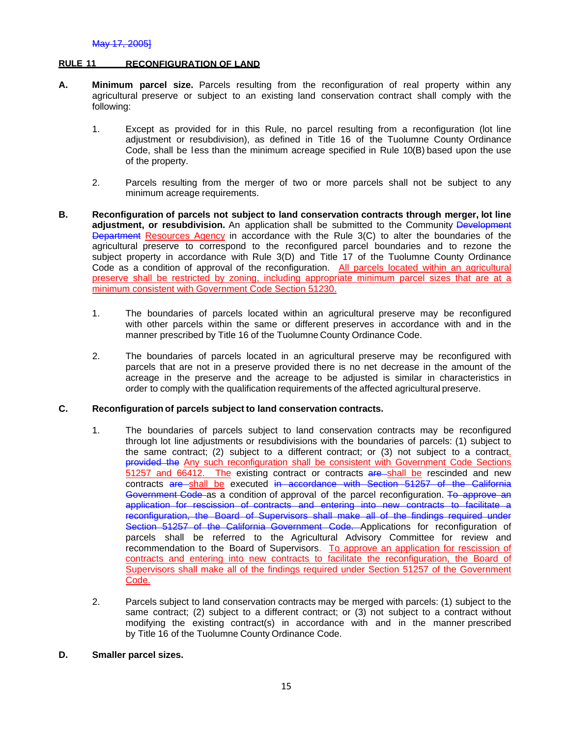May 17, 2005]

## RULE 11 RECONFIGURATION OF LAND

**A. Minimum parcel size.** Parcels resulting from the reconfiguration of real property within any agricultural preserve or subject to an existing land conservation contract shall comply with the following:

1. Except as provided for in this Rule, no parcel resulting from a reconfiguration (lot line adjustment or resubdivision), as defined in Title 16 of the Tuolumne County Ordinance Code, shall be less than the minimum acreage specified in Rule 10(B) based upon the use of the property.

2. Parcels resulting from the merger of two or more parcels shall not be subject to any minimum acreage requirements.

**B. Reconfiguration of parcels not subject to land conservation contracts through merger, lot line adjustment, or resubdivision.** An application shall be submitted to the Community ~~Development Department~~ Resources Agency in accordance with the Rule 3(C) to alter the boundaries of the agricultural preserve to correspond to the reconfigured parcel boundaries and to rezone the subject property in accordance with Rule 3(D) and Title 17 of the Tuolumne County Ordinance Code as a condition of approval of the reconfiguration. All parcels located within an agricultural preserve shall be restricted by zoning, including appropriate minimum parcel sizes that are at a minimum consistent with Government Code Section 51230.

1. The boundaries of parcels located within an agricultural preserve may be reconfigured with other parcels within the same or different preserves in accordance with and in the manner prescribed by Title 16 of the Tuolumne County Ordinance Code.

2. The boundaries of parcels located in an agricultural preserve may be reconfigured with parcels that are not in a preserve provided there is no net decrease in the amount of the acreage in the preserve and the acreage to be adjusted is similar in characteristics in order to comply with the qualification requirements of the affected agricultural preserve.

**C. Reconfiguration of parcels subject to land conservation contracts.**

1. The boundaries of parcels subject to land conservation contracts may be reconfigured through lot line adjustments or resubdivisions with the boundaries of parcels: (1) subject to the same contract; (2) subject to a different contract; or (3) not subject to a contract. ~~provided the~~ Any such reconfiguration shall be consistent with Government Code Sections 51257 and 66412. The existing contract or contracts ~~are~~ shall be rescinded and new contracts ~~are~~ shall be executed ~~in accordance with Section 51257 of the California Government Code~~ as a condition of approval of the parcel reconfiguration. ~~To approve an application for rescission of contracts and entering into new contracts to facilitate a reconfiguration, the Board of Supervisors shall make all of the findings required under Section 51257 of the California Government Code.~~ Applications for reconfiguration of parcels shall be referred to the Agricultural Advisory Committee for review and recommendation to the Board of Supervisors. To approve an application for rescission of contracts and entering into new contracts to facilitate the reconfiguration, the Board of Supervisors shall make all of the findings required under Section 51257 of the Government Code.

2. Parcels subject to land conservation contracts may be merged with parcels: (1) subject to the same contract; (2) subject to a different contract; or (3) not subject to a contract without modifying the existing contract(s) in accordance with and in the manner prescribed by Title 16 of the Tuolumne County Ordinance Code.

**D. Smaller parcel sizes.**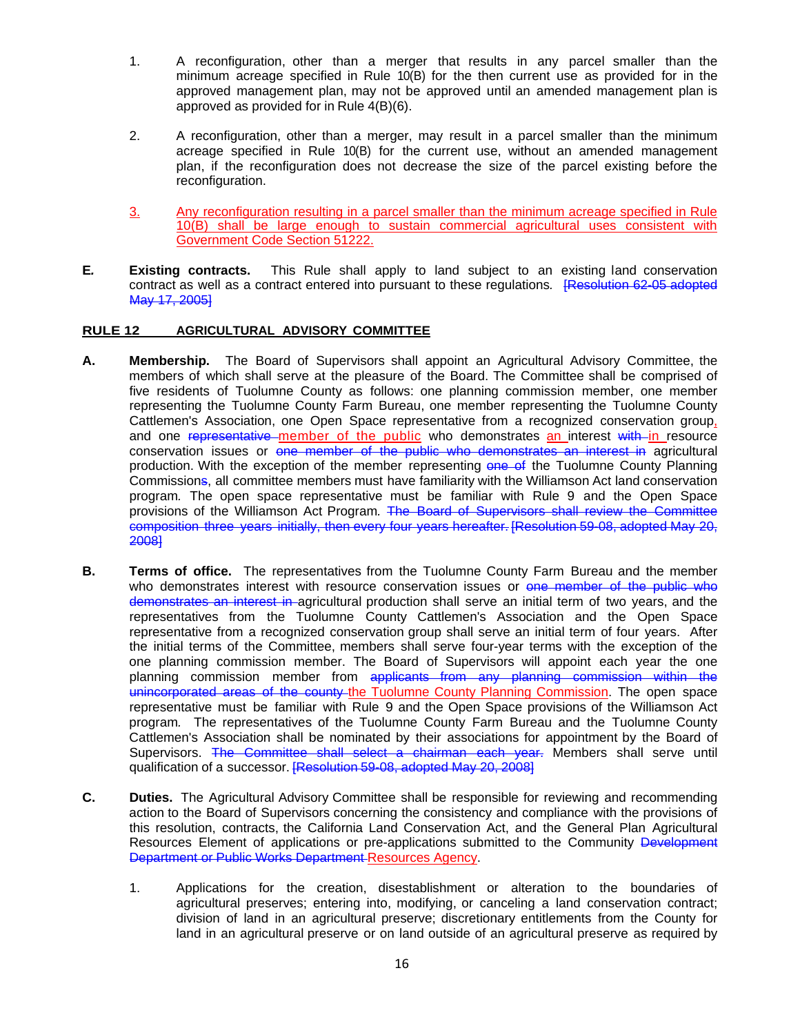1. A reconfiguration, other than a merger that results in any parcel smaller than the minimum acreage specified in Rule 10(B) for the then current use as provided for in the approved management plan, may not be approved until an amended management plan is approved as provided for in Rule 4(B)(6).

2. A reconfiguration, other than a merger, may result in a parcel smaller than the minimum acreage specified in Rule 10(B) for the current use, without an amended management plan, if the reconfiguration does not decrease the size of the parcel existing before the reconfiguration.

3. Any reconfiguration resulting in a parcel smaller than the minimum acreage specified in Rule 10(B) shall be large enough to sustain commercial agricultural uses consistent with Government Code Section 51222.

**E. Existing contracts.** This Rule shall apply to land subject to an existing land conservation contract as well as a contract entered into pursuant to these regulations. ~~[Resolution 62-05 adopted May 17, 2005]~~

## RULE 12 AGRICULTURAL ADVISORY COMMITTEE

**A. Membership.** The Board of Supervisors shall appoint an Agricultural Advisory Committee, the members of which shall serve at the pleasure of the Board. The Committee shall be comprised of five residents of Tuolumne County as follows: one planning commission member, one member representing the Tuolumne County Farm Bureau, one member representing the Tuolumne County Cattlemen's Association, one Open Space representative from a recognized conservation group, and one ~~representative~~ member of the public who demonstrates an interest ~~with~~ in resource conservation issues or ~~one member of the public who demonstrates an interest in~~ agricultural production. With the exception of the member representing ~~one of~~ the Tuolumne County Planning Commission~~s~~, all committee members must have familiarity with the Williamson Act land conservation program. The open space representative must be familiar with Rule 9 and the Open Space provisions of the Williamson Act Program. ~~The Board of Supervisors shall review the Committee composition three years initially, then every four years hereafter. [Resolution 59-08, adopted May 20, 2008]~~

**B. Terms of office.** The representatives from the Tuolumne County Farm Bureau and the member who demonstrates interest with resource conservation issues or ~~one member of the public who demonstrates an interest in~~ agricultural production shall serve an initial term of two years, and the representatives from the Tuolumne County Cattlemen's Association and the Open Space representative from a recognized conservation group shall serve an initial term of four years. After the initial terms of the Committee, members shall serve four-year terms with the exception of the one planning commission member. The Board of Supervisors will appoint each year the one planning commission member from ~~applicants from any planning commission within the unincorporated areas of the county~~ the Tuolumne County Planning Commission. The open space representative must be familiar with Rule 9 and the Open Space provisions of the Williamson Act program. The representatives of the Tuolumne County Farm Bureau and the Tuolumne County Cattlemen's Association shall be nominated by their associations for appointment by the Board of Supervisors. ~~The Committee shall select a chairman each year.~~ Members shall serve until qualification of a successor. ~~[Resolution 59-08, adopted May 20, 2008]~~

**C. Duties.** The Agricultural Advisory Committee shall be responsible for reviewing and recommending action to the Board of Supervisors concerning the consistency and compliance with the provisions of this resolution, contracts, the California Land Conservation Act, and the General Plan Agricultural Resources Element of applications or pre-applications submitted to the Community ~~Development Department or Public Works Department~~ Resources Agency.

1. Applications for the creation, disestablishment or alteration to the boundaries of agricultural preserves; entering into, modifying, or canceling a land conservation contract; division of land in an agricultural preserve; discretionary entitlements from the County for land in an agricultural preserve or on land outside of an agricultural preserve as required by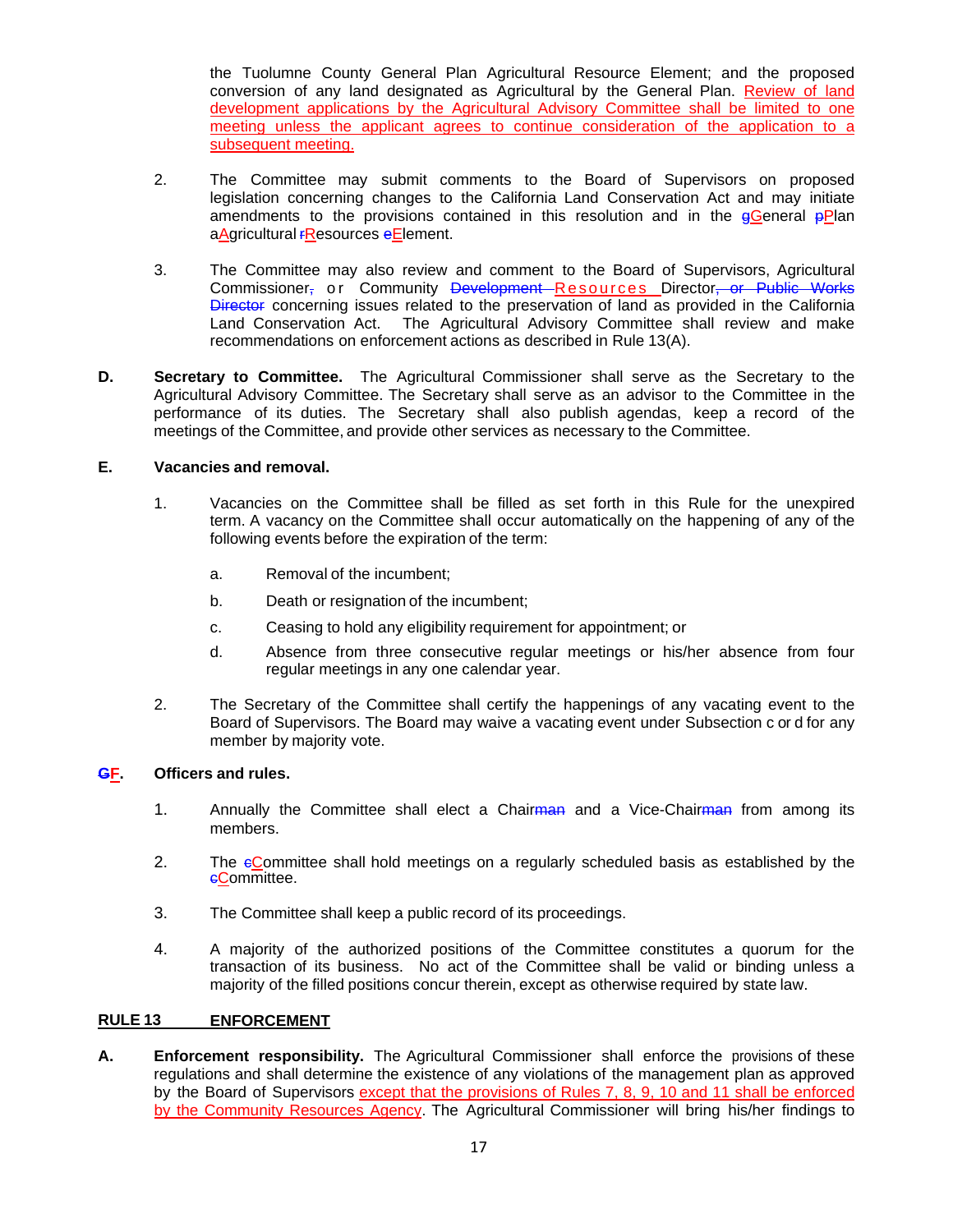the Tuolumne County General Plan Agricultural Resource Element; and the proposed conversion of any land designated as Agricultural by the General Plan. Review of land development applications by the Agricultural Advisory Committee shall be limited to one meeting unless the applicant agrees to continue consideration of the application to a subsequent meeting.

2. The Committee may submit comments to the Board of Supervisors on proposed legislation concerning changes to the California Land Conservation Act and may initiate amendments to the provisions contained in this resolution and in the ~~g~~General ~~p~~Plan ~~a~~Agricultural ~~r~~Resources ~~e~~Element.

3. The Committee may also review and comment to the Board of Supervisors, Agricultural Commissioner~~,~~ or Community ~~Development~~ Resources Director~~, or Public Works Director~~ concerning issues related to the preservation of land as provided in the California Land Conservation Act. The Agricultural Advisory Committee shall review and make recommendations on enforcement actions as described in Rule 13(A).

**D. Secretary to Committee.** The Agricultural Commissioner shall serve as the Secretary to the Agricultural Advisory Committee. The Secretary shall serve as an advisor to the Committee in the performance of its duties. The Secretary shall also publish agendas, keep a record of the meetings of the Committee, and provide other services as necessary to the Committee.

**E. Vacancies and removal.**

1. Vacancies on the Committee shall be filled as set forth in this Rule for the unexpired term. A vacancy on the Committee shall occur automatically on the happening of any of the following events before the expiration of the term:

   a. Removal of the incumbent;

   b. Death or resignation of the incumbent;

   c. Ceasing to hold any eligibility requirement for appointment; or

   d. Absence from three consecutive regular meetings or his/her absence from four regular meetings in any one calendar year.

2. The Secretary of the Committee shall certify the happenings of any vacating event to the Board of Supervisors. The Board may waive a vacating event under Subsection c or d for any member by majority vote.

**~~G~~F. Officers and rules.**

1. Annually the Committee shall elect a Chair~~man~~ and a Vice-Chair~~man~~ from among its members.

2. The ~~c~~Committee shall hold meetings on a regularly scheduled basis as established by the ~~c~~Committee.

3. The Committee shall keep a public record of its proceedings.

4. A majority of the authorized positions of the Committee constitutes a quorum for the transaction of its business. No act of the Committee shall be valid or binding unless a majority of the filled positions concur therein, except as otherwise required by state law.

## RULE 13 ENFORCEMENT

**A. Enforcement responsibility.** The Agricultural Commissioner shall enforce the provisions of these regulations and shall determine the existence of any violations of the management plan as approved by the Board of Supervisors except that the provisions of Rules 7, 8, 9, 10 and 11 shall be enforced by the Community Resources Agency. The Agricultural Commissioner will bring his/her findings to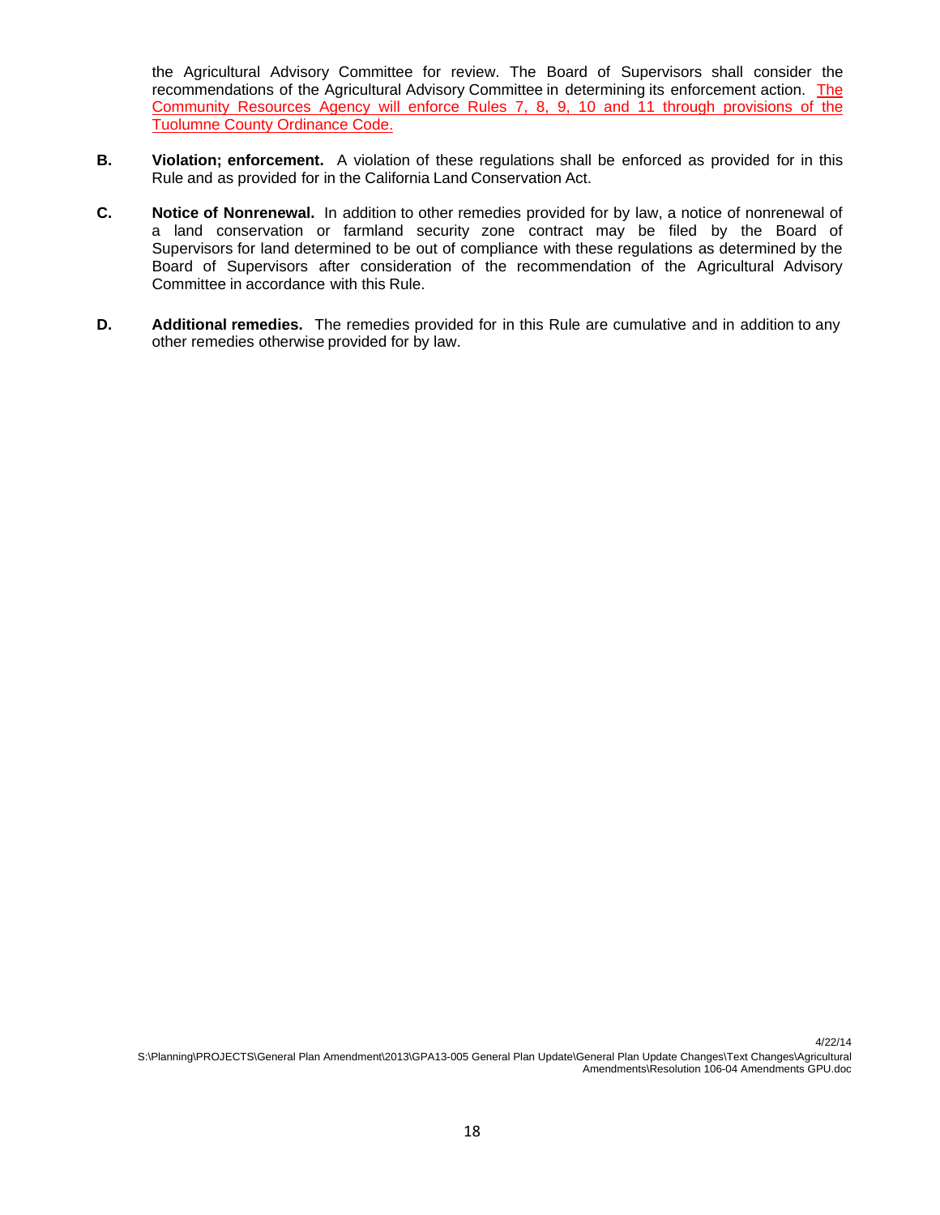the Agricultural Advisory Committee for review. The Board of Supervisors shall consider the recommendations of the Agricultural Advisory Committee in determining its enforcement action. The Community Resources Agency will enforce Rules 7, 8, 9, 10 and 11 through provisions of the Tuolumne County Ordinance Code.

**B.** **Violation; enforcement.** A violation of these regulations shall be enforced as provided for in this Rule and as provided for in the California Land Conservation Act.

**C.** **Notice of Nonrenewal.** In addition to other remedies provided for by law, a notice of nonrenewal of a land conservation or farmland security zone contract may be filed by the Board of Supervisors for land determined to be out of compliance with these regulations as determined by the Board of Supervisors after consideration of the recommendation of the Agricultural Advisory Committee in accordance with this Rule.

**D.** **Additional remedies.** The remedies provided for in this Rule are cumulative and in addition to any other remedies otherwise provided for by law.